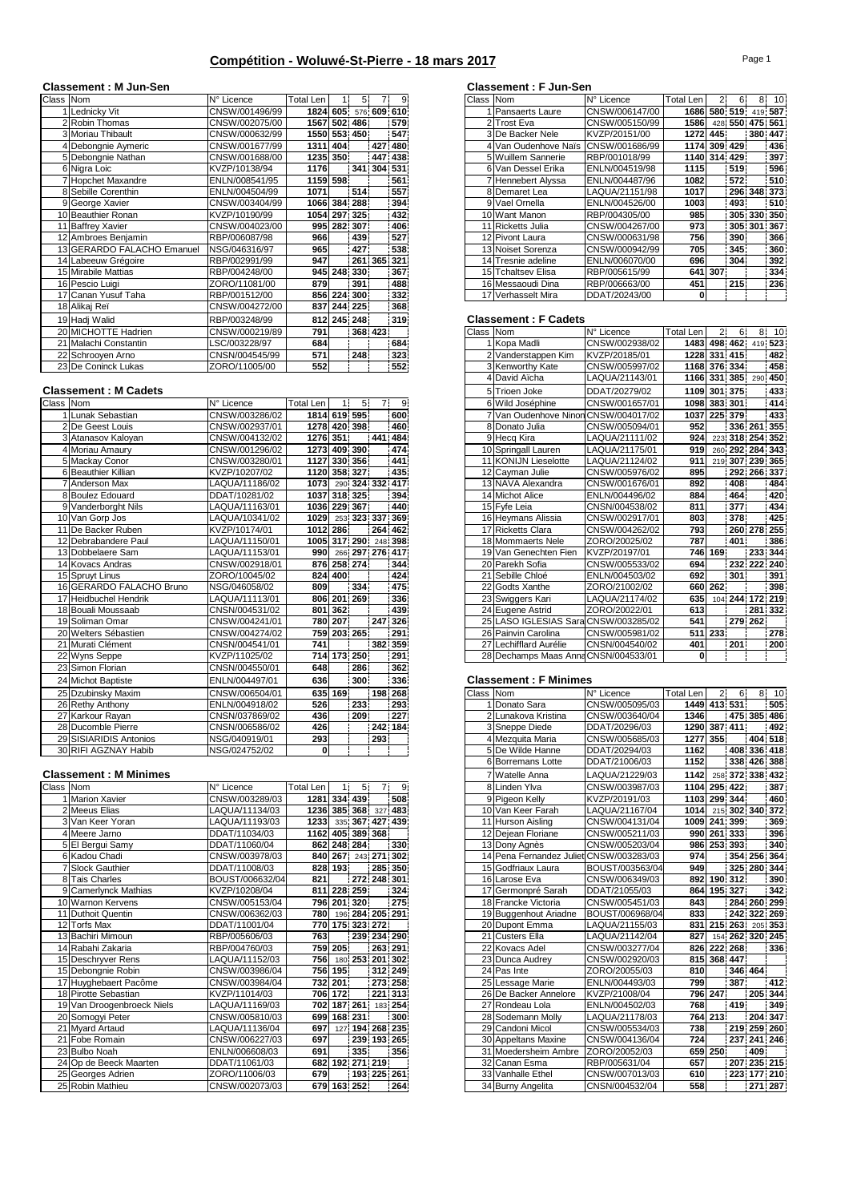# Compétition - Woluwé-St-Pierre - 18 mars 2017

### Classement : M Jun-Sen

| Class | Nom | N° Licence | Total Len | 1 | 5 | 7 | 9 |
|---|---|---|---|---|---|---|---|
| 1 | Lednicky Vit | CNSW/001496/99 | 1824 | 605 | 576 | 609 | 610 |
| 2 | Robin Thomas | CNSW/002075/00 | 1567 | 502 | 486 | | 579 |
| 3 | Moriau Thibault | CNSW/000632/99 | 1550 | 553 | 450 | | 547 |
| 4 | Debongnie Aymeric | CNSW/001677/99 | 1311 | 404 | | 427 | 480 |
| 5 | Debongnie Nathan | CNSW/001688/00 | 1235 | 350 | | 447 | 438 |
| 6 | Nigra Loic | KVZP/10138/94 | 1176 | | 341 | 304 | 531 |
| 7 | Hopchet Maxandre | ENLN/008541/95 | 1159 | 598 | | | 561 |
| 8 | Sebille Corenthin | ENLN/004504/99 | 1071 | | 514 | | 557 |
| 9 | George Xavier | CNSW/003404/99 | 1066 | 384 | 288 | | 394 |
| 10 | Beauthier Ronan | KVZP/10190/99 | 1054 | 297 | 325 | | 432 |
| 11 | Baffrey Xavier | CNSW/004023/00 | 995 | 282 | 307 | | 406 |
| 12 | Ambroes Benjamin | RBP/006087/98 | 966 | | 439 | | 527 |
| 13 | GERARDO FALACHO Emanuel | NSG/046316/97 | 965 | | 427 | | 538 |
| 14 | Labeeuw Grégoire | RBP/002991/99 | 947 | | 261 | 365 | 321 |
| 15 | Mirabile Mattias | RBP/004248/00 | 945 | 248 | 330 | | 367 |
| 16 | Pescio Luigi | ZORO/11081/00 | 879 | | 391 | | 488 |
| 17 | Canan Yusuf Taha | RBP/001512/00 | 856 | 224 | 300 | | 332 |
| 18 | Alikaj Reï | CNSW/004272/00 | 837 | 244 | 225 | | 368 |
| 19 | Hadj Walid | RBP/003248/99 | 812 | 245 | 248 | | 319 |
| 20 | MICHOTTE Hadrien | CNSW/000219/89 | 791 | | 368 | 423 | |
| 21 | Malachi Constantin | LSC/003228/97 | 684 | | | | 684 |
| 22 | Schrooyen Arno | CNSN/004545/99 | 571 | | 248 | | 323 |
| 23 | De Coninck Lukas | ZORO/11005/00 | 552 | | | | 552 |

### Classement : M Cadets

| Class | Nom | N° Licence | Total Len | 1 | 5 | 7 | 9 |
|---|---|---|---|---|---|---|---|
| 1 | Lunak Sebastian | CNSW/003286/02 | 1814 | 619 | 595 | | 600 |
| 2 | De Geest Louis | CNSW/002937/01 | 1278 | 420 | 398 | | 460 |
| 3 | Atanasov Kaloyan | CNSW/004132/02 | 1276 | 351 | | 441 | 484 |
| 4 | Moriau Amaury | CNSW/001296/02 | 1273 | 409 | 390 | | 474 |
| 5 | Mackay Conor | CNSW/003280/01 | 1127 | 330 | 356 | | 441 |
| 6 | Beauthier Killian | KVZP/10207/02 | 1120 | 358 | 327 | | 435 |
| 7 | Anderson Max | LAQUA/11186/02 | 1073 | 290 | 324 | 332 | 417 |
| 8 | Boulez Edouard | DDAT/10281/02 | 1037 | 318 | 325 | | 394 |
| 9 | Vanderborght Nils | LAQUA/11163/01 | 1036 | 229 | 367 | | 440 |
| 10 | Van Gorp Jos | LAQUA/10341/02 | 1029 | 253 | 323 | 337 | 369 |
| 11 | De Backer Ruben | KVZP/10174/01 | 1012 | 286 | | 264 | 462 |
| 12 | Debrabandere Paul | LAQUA/11150/01 | 1005 | 317 | 290 | 248 | 398 |
| 13 | Dobbelaere Sam | LAQUA/11153/01 | 990 | 266 | 297 | 276 | 417 |
| 14 | Kovacs Andras | CNSW/002918/01 | 876 | 258 | 274 | | 344 |
| 15 | Spruyt Linus | ZORO/10045/02 | 824 | 400 | | | 424 |
| 16 | GERARDO FALACHO Bruno | NSG/046058/02 | 809 | | 334 | | 475 |
| 17 | Heidbuchel Hendrik | LAQUA/11113/01 | 806 | 201 | 269 | | 336 |
| 18 | Bouali Moussaab | CNSN/004531/02 | 801 | 362 | | | 439 |
| 19 | Soliman Omar | CNSW/004241/01 | 780 | 207 | | 247 | 326 |
| 20 | Welters Sébastien | CNSW/004274/02 | 759 | 203 | 265 | | 291 |
| 21 | Murati Clément | CNSN/004541/01 | 741 | | | 382 | 359 |
| 22 | Wyns Seppe | KVZP/11025/02 | 714 | 173 | 250 | | 291 |
| 23 | Simon Florian | CNSN/004550/01 | 648 | | 286 | | 362 |
| 24 | Michot Baptiste | ENLN/004497/01 | 636 | | 300 | | 336 |
| 25 | Dzubinsky Maxim | CNSW/006504/01 | 635 | 169 | | 198 | 268 |
| 26 | Rethy Anthony | ENLN/004918/02 | 526 | | 233 | | 293 |
| 27 | Karkour Rayan | CNSN/037869/02 | 436 | | 209 | | 227 |
| 28 | Ducomble Pierre | CNSW/006586/02 | 426 | | | 242 | 184 |
| 29 | SISIARIDIS Antonios | NSG/040919/01 | 293 | | | 293 | |
| 30 | RIFI AGZNAY Habib | NSG/024752/02 | 0 | | | | |

### Classement : M Minimes

| Class | Nom | N° Licence | Total Len | 1 | 5 | 7 | 9 |
|---|---|---|---|---|---|---|---|
| 1 | Marion Xavier | CNSW/003289/03 | 1281 | 334 | 439 | | 508 |
| 2 | Meeus Elias | LAQUA/11134/03 | 1236 | 385 | 368 | 327 | 483 |
| 3 | Van Keer Yoran | LAQUA/11193/03 | 1233 | 335 | 367 | 427 | 439 |
| 4 | Meere Jarno | DDAT/11034/03 | 1162 | 405 | 389 | 368 | |
| 5 | El Bergui Samy | DDAT/11060/04 | 862 | 248 | 284 | | 330 |
| 6 | Kadou Chadi | CNSW/003978/03 | 840 | 267 | 243 | 271 | 302 |
| 7 | Slock Gauthier | DDAT/11008/03 | 828 | 193 | | 285 | 350 |
| 8 | Tais Charles | BOUST/006632/04 | 821 | | 272 | 248 | 301 |
| 9 | Camerlynck Mathias | KVZP/10208/04 | 811 | 228 | 259 | | 324 |
| 10 | Warnon Kervens | CNSW/005153/04 | 796 | 201 | 320 | | 275 |
| 11 | Duthoit Quentin | CNSW/006362/03 | 780 | 196 | 284 | 205 | 291 |
| 12 | Torfs Max | DDAT/11001/04 | 770 | 175 | 323 | 272 | |
| 13 | Bachiri Mimoun | RBP/005606/03 | 763 | | 239 | 234 | 290 |
| 14 | Rabahi Zakaria | RBP/004760/03 | 759 | 205 | | 263 | 291 |
| 15 | Deschryver Rens | LAQUA/11152/03 | 756 | 180 | 253 | 201 | 302 |
| 15 | Debongnie Robin | CNSW/003986/04 | 756 | 195 | | 312 | 249 |
| 17 | Huyghebaert Pacôme | CNSW/003984/04 | 732 | 201 | | 273 | 258 |
| 18 | Pirotte Sebastian | KVZP/11014/03 | 706 | 172 | | 221 | 313 |
| 19 | Van Droogenbroeck Niels | LAQUA/11169/03 | 702 | 187 | 261 | 183 | 254 |
| 20 | Somogyi Peter | CNSW/005810/03 | 699 | 168 | 231 | | 300 |
| 21 | Myard Artaud | LAQUA/11136/04 | 697 | 127 | 194 | 268 | 235 |
| 21 | Fobe Romain | CNSW/006227/03 | 697 | | 239 | 193 | 265 |
| 23 | Bulbo Noah | ENLN/006608/03 | 691 | | 335 | | 356 |
| 24 | Op de Beeck Maarten | DDAT/11061/03 | 682 | 192 | 271 | 219 | |
| 25 | Georges Adrien | ZORO/11006/03 | 679 | | 193 | 225 | 261 |
| 25 | Robin Mathieu | CNSW/002073/03 | 679 | 163 | 252 | | 264 |

### Classement : F Jun-Sen

| Class | Nom | N° Licence | Total Len | 2 | 6 | 8 | 10 |
|---|---|---|---|---|---|---|---|
| 1 | Pansaerts Laure | CNSW/006147/00 | 1686 | 580 | 519 | 419 | 587 |
| 2 | Trost Eva | CNSW/005150/99 | 1586 | 428 | 550 | 475 | 561 |
| 3 | De Backer Nele | KVZP/20151/00 | 1272 | 445 | | 380 | 447 |
| 4 | Van Oudenhove Naïs | CNSW/001686/99 | 1174 | 309 | 429 | | 436 |
| 5 | Wuillem Sannerie | RBP/001018/99 | 1140 | 314 | 429 | | 397 |
| 6 | Van Dessel Erika | ENLN/004519/98 | 1115 | | 519 | | 596 |
| 7 | Hennebert Alyssa | ENLN/004487/96 | 1082 | | 572 | | 510 |
| 8 | Demaret Lea | LAQUA/21151/98 | 1017 | | 296 | 348 | 373 |
| 9 | Vael Ornella | ENLN/004526/00 | 1003 | | 493 | | 510 |
| 10 | Want Manon | RBP/004305/00 | 985 | | 305 | 330 | 350 |
| 11 | Ricketts Julia | CNSW/004267/00 | 973 | | 305 | 301 | 367 |
| 12 | Pivont Laura | CNSW/000631/98 | 756 | | 390 | | 366 |
| 13 | Noiset Sorenza | CNSW/000942/99 | 705 | | 345 | | 360 |
| 14 | Tresnie adeline | ENLN/006070/00 | 696 | | 304 | | 392 |
| 15 | Tchaltsev Elisa | RBP/005615/99 | 641 | 307 | | | 334 |
| 16 | Messaoudi Dina | RBP/006663/00 | 451 | | 215 | | 236 |
| 17 | Verhasselt Mira | DDAT/20243/00 | 0 | | | | |

### Classement : F Cadets

| Class | Nom | N° Licence | Total Len | 2 | 6 | 8 | 10 |
|---|---|---|---|---|---|---|---|
| 1 | Kopa Madli | CNSW/002938/02 | 1483 | 498 | 462 | 419 | 523 |
| 2 | Vanderstappen Kim | KVZP/20185/01 | 1228 | 331 | 415 | | 482 |
| 3 | Kenworthy Kate | CNSW/005997/02 | 1168 | 376 | 334 | | 458 |
| 4 | David Aïcha | LAQUA/21143/01 | 1166 | 331 | 385 | 290 | 450 |
| 5 | Trioen Joke | DDAT/20279/02 | 1109 | 301 | 375 | | 433 |
| 6 | Wild Joséphine | CNSW/001657/01 | 1098 | 383 | 301 | | 414 |
| 7 | Van Oudenhove Ninon | CNSW/004017/02 | 1037 | 225 | 379 | | 433 |
| 8 | Donato Julia | CNSW/005094/01 | 952 | | 336 | 261 | 355 |
| 9 | Hecq Kira | LAQUA/21111/02 | 924 | 223 | 318 | 254 | 352 |
| 10 | Springall Lauren | LAQUA/21175/01 | 919 | 260 | 292 | 284 | 343 |
| 11 | KONIJN Lieselotte | LAQUA/21124/02 | 911 | 219 | 307 | 239 | 365 |
| 12 | Cayman Julie | CNSW/005976/02 | 895 | | 292 | 266 | 337 |
| 13 | NAVA Alexandra | CNSW/001676/01 | 892 | | 408 | | 484 |
| 14 | Michot Alice | ENLN/004496/02 | 884 | | 464 | | 420 |
| 15 | Fyfe Leia | CNSN/004538/02 | 811 | | 377 | | 434 |
| 16 | Heymans Alissia | CNSW/002917/01 | 803 | | 378 | | 425 |
| 17 | Ricketts Clara | CNSW/004262/02 | 793 | | 260 | 278 | 255 |
| 18 | Mommaerts Nele | ZORO/20025/02 | 787 | | 401 | | 386 |
| 19 | Van Genechten Fien | KVZP/20197/01 | 746 | 169 | | 233 | 344 |
| 20 | Parekh Sofia | CNSW/005533/02 | 694 | | 232 | 222 | 240 |
| 21 | Sebille Chloé | ENLN/004503/02 | 692 | | 301 | | 391 |
| 22 | Godts Xanthe | ZORO/21002/02 | 660 | 262 | | | 398 |
| 23 | Swiggers Kari | LAQUA/21174/02 | 635 | 104 | 244 | 172 | 219 |
| 24 | Eugene Astrid | ZORO/20022/01 | 613 | | | 281 | 332 |
| 25 | LASO IGLESIAS Sara | CNSW/003285/02 | 541 | | 279 | 262 | |
| 26 | Painvin Carolina | CNSW/005981/02 | 511 | 233 | | | 278 |
| 27 | Lechifflard Aurélie | CNSN/004540/02 | 401 | | 201 | | 200 |
| 28 | Dechamps Maas Anna | CNSN/004533/01 | 0 | | | | |

### Classement : F Minimes

| Class | Nom | N° Licence | Total Len | 2 | 6 | 8 | 10 |
|---|---|---|---|---|---|---|---|
| 1 | Donato Sara | CNSW/005095/03 | 1449 | 413 | 531 | | 505 |
| 2 | Lunakova Kristina | CNSW/003640/04 | 1346 | | 475 | 385 | 486 |
| 3 | Sneppe Diede | DDAT/20296/03 | 1290 | 387 | 411 | | 492 |
| 4 | Mezquita Maria | CNSW/005685/03 | 1277 | 355 | | 404 | 518 |
| 5 | De Wilde Hanne | DDAT/20294/03 | 1162 | | 408 | 336 | 418 |
| 6 | Borremans Lotte | DDAT/21006/03 | 1152 | | 338 | 426 | 388 |
| 7 | Watelle Anna | LAQUA/21229/03 | 1142 | 258 | 372 | 338 | 432 |
| 8 | Linden Ylva | CNSW/003987/03 | 1104 | 295 | 422 | | 387 |
| 9 | Pigeon Kelly | KVZP/20191/03 | 1103 | 299 | 344 | | 460 |
| 10 | Van Keer Farah | LAQUA/21167/04 | 1014 | 215 | 302 | 340 | 372 |
| 11 | Hurson Aisling | CNSW/004131/04 | 1009 | 241 | 399 | | 369 |
| 12 | Dejean Floriane | CNSW/005211/03 | 990 | 261 | 333 | | 396 |
| 13 | Dony Agnès | CNSW/005203/04 | 986 | 253 | 393 | | 340 |
| 14 | Pena Fernandez Juliet | CNSW/003283/03 | 974 | | 354 | 256 | 364 |
| 15 | Godfriaux Laura | BOUST/003563/04 | 949 | | 325 | 280 | 344 |
| 16 | Larose Eva | CNSW/006349/03 | 892 | 190 | 312 | | 390 |
| 17 | Germonpré Sarah | DDAT/21055/03 | 864 | 195 | 327 | | 342 |
| 18 | Francke Victoria | CNSW/005451/03 | 843 | | 284 | 260 | 299 |
| 19 | Buggenhout Ariadne | BOUST/006968/04 | 833 | | 242 | 322 | 269 |
| 20 | Dupont Emma | LAQUA/21155/03 | 831 | 215 | 263 | 205 | 353 |
| 21 | Custers Ella | LAQUA/21142/04 | 827 | 154 | 262 | 320 | 245 |
| 22 | Kovacs Adel | CNSW/003277/04 | 826 | 222 | 268 | | 336 |
| 23 | Dunca Audrey | CNSW/002920/03 | 815 | 368 | 447 | | |
| 24 | Pas Inte | ZORO/20055/03 | 810 | | 346 | 464 | |
| 25 | Lessage Marie | ENLN/004493/03 | 799 | | 387 | | 412 |
| 26 | De Backer Annelore | KVZP/21008/04 | 796 | 247 | | 205 | 344 |
| 27 | Rondeau Lola | ENLN/004502/03 | 768 | | 419 | | 349 |
| 28 | Sodemann Molly | LAQUA/21178/03 | 764 | 213 | | 204 | 347 |
| 29 | Candoni Micol | CNSW/005534/03 | 738 | | 219 | 259 | 260 |
| 30 | Appeltans Maxine | CNSW/004136/04 | 724 | | 237 | 241 | 246 |
| 31 | Moedersheim Ambre | ZORO/20052/03 | 659 | 250 | | 409 | |
| 32 | Canan Esma | RBP/005631/04 | 657 | | 207 | 235 | 215 |
| 33 | Vanhalle Ethel | CNSW/007013/03 | 610 | | 223 | 177 | 210 |
| 34 | Burny Angelita | CNSN/004532/04 | 558 | | | 271 | 287 |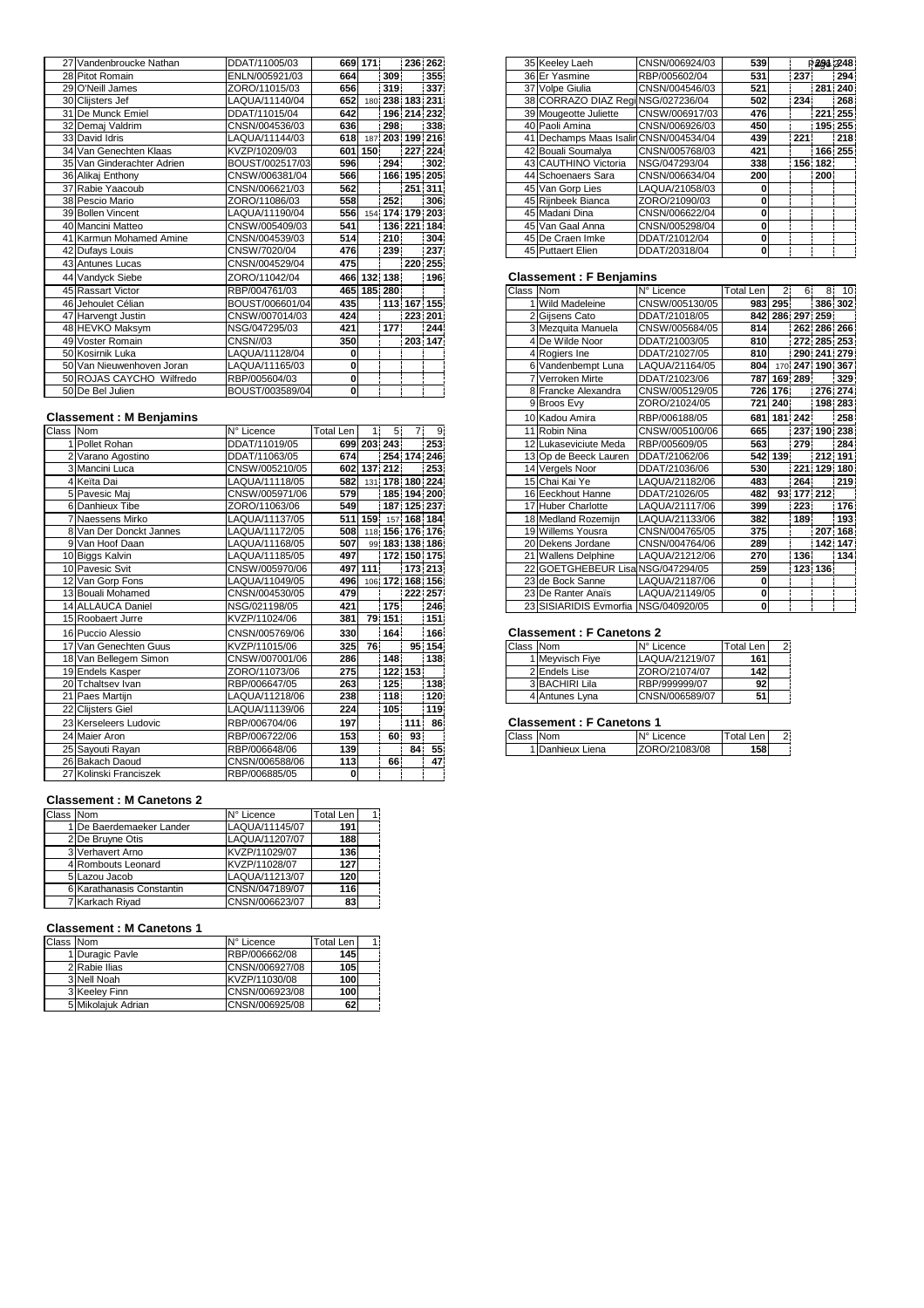| | | | | | | | |
|---|---|---|---|---|---|---|---|
| 27 | Vandenbroucke Nathan | DDAT/11005/03 | 669 | 171 | | 236 | 262 |
| 28 | Pitot Romain | ENLN/005921/03 | 664 | | 309 | | 355 |
| 29 | O'Neill James | ZORO/11015/03 | 656 | | 319 | | 337 |
| 30 | Clijsters Jef | LAQUA/11140/04 | 652 | 180 | 238 | 183 | 231 |
| 31 | De Munck Emiel | DDAT/11015/04 | 642 | | 196 | 214 | 232 |
| 32 | Demaj Valdrim | CNSN/004536/03 | 636 | | 298 | | 338 |
| 33 | David Idris | LAQUA/11144/03 | 618 | 187 | 203 | 199 | 216 |
| 34 | Van Genechten Klaas | KVZP/10209/03 | 601 | 150 | | 227 | 224 |
| 35 | Van Ginderachter Adrien | BOUST/002517/03 | 596 | | 294 | | 302 |
| 36 | Alikaj Enthony | CNSW/006381/04 | 566 | | 166 | 195 | 205 |
| 37 | Rabie Yaacoub | CNSN/006621/03 | 562 | | | 251 | 311 |
| 38 | Pescio Mario | ZORO/11086/03 | 558 | | 252 | | 306 |
| 39 | Bollen Vincent | LAQUA/11190/04 | 556 | 154 | 174 | 179 | 203 |
| 40 | Mancini Matteo | CNSW/005409/03 | 541 | | 136 | 221 | 184 |
| 41 | Karmun Mohamed Amine | CNSN/004539/03 | 514 | | 210 | | 304 |
| 42 | Dufays Louis | CNSW/7020/04 | 476 | | 239 | | 237 |
| 43 | Antunes Lucas | CNSN/004529/04 | 475 | | | 220 | 255 |
| 44 | Vandyck Siebe | ZORO/11042/04 | 466 | 132 | 138 | | 196 |
| 45 | Rassart Victor | RBP/004761/03 | 465 | 185 | 280 | | |
| 46 | Jehoulet Célian | BOUST/006601/04 | 435 | | 113 | 167 | 155 |
| 47 | Harvengt Justin | CNSW/007014/03 | 424 | | | 223 | 201 |
| 48 | HEVKO Maksym | NSG/047295/03 | 421 | | 177 | | 244 |
| 49 | Voster Romain | CNSN//03 | 350 | | | 203 | 147 |
| 50 | Kosirnik Luka | LAQUA/11128/04 | 0 | | | | |
| 50 | Van Nieuwenhoven Joran | LAQUA/11165/03 | 0 | | | | |
| 50 | ROJAS CAYCHO Wilfredo | RBP/005604/03 | 0 | | | | |
| 50 | De Bel Julien | BOUST/003589/04 | 0 | | | | |

## Classement : M Benjamins

| Class | Nom | N° Licence | Total Len | 1 | 5 | 7 | 9 |
|---|---|---|---|---|---|---|---|
| 1 | Pollet Rohan | DDAT/11019/05 | 699 | 203 | 243 | | 253 |
| 2 | Varano Agostino | DDAT/11063/05 | 674 | | 254 | 174 | 246 |
| 3 | Mancini Luca | CNSW/005210/05 | 602 | 137 | 212 | | 253 |
| 4 | Keïta Dai | LAQUA/11118/05 | 582 | 131 | 178 | 180 | 224 |
| 5 | Pavesic Maj | CNSW/005971/06 | 579 | | 185 | 194 | 200 |
| 6 | Danhieux Tibe | ZORO/11063/06 | 549 | | 187 | 125 | 237 |
| 7 | Naessens Mirko | LAQUA/11137/05 | 511 | 159 | 157 | 168 | 184 |
| 8 | Van Der Donckt Jannes | LAQUA/11172/05 | 508 | 118 | 156 | 176 | 176 |
| 9 | Van Hoof Daan | LAQUA/11168/05 | 507 | 99 | 183 | 138 | 186 |
| 10 | Biggs Kalvin | LAQUA/11185/05 | 497 | | 172 | 150 | 175 |
| 10 | Pavesic Svit | CNSW/005970/06 | 497 | 111 | | 173 | 213 |
| 12 | Van Gorp Fons | LAQUA/11049/05 | 496 | 106 | 172 | 168 | 156 |
| 13 | Bouali Mohamed | CNSN/004530/05 | 479 | | | 222 | 257 |
| 14 | ALLAUCA Daniel | NSG/021198/05 | 421 | | 175 | | 246 |
| 15 | Roobaert Jurre | KVZP/11024/06 | 381 | 79 | 151 | | 151 |
| 16 | Puccio Alessio | CNSN/005769/06 | 330 | | 164 | | 166 |
| 17 | Van Genechten Guus | KVZP/11015/06 | 325 | 76 | | 95 | 154 |
| 18 | Van Bellegem Simon | CNSW/007001/06 | 286 | | 148 | | 138 |
| 19 | Endels Kasper | ZORO/11073/06 | 275 | | 122 | 153 | |
| 20 | Tchaltsev Ivan | RBP/006647/05 | 263 | | 125 | | 138 |
| 21 | Paes Martijn | LAQUA/11218/06 | 238 | | 118 | | 120 |
| 22 | Clijsters Giel | LAQUA/11139/06 | 224 | | 105 | | 119 |
| 23 | Kerseleers Ludovic | RBP/006704/06 | 197 | | | 111 | 86 |
| 24 | Maier Aron | RBP/006722/06 | 153 | | 60 | 93 | |
| 25 | Sayouti Rayan | RBP/006648/06 | 139 | | | 84 | 55 |
| 26 | Bakach Daoud | CNSN/006588/06 | 113 | | 66 | | 47 |
| 27 | Kolinski Franciszek | RBP/006885/05 | 0 | | | | |

## Classement : M Canetons 2

| Class | Nom | N° Licence | Total Len | 1 |
|---|---|---|---|---|
| 1 | De Baerdemaeker Lander | LAQUA/11145/07 | 191 | |
| 2 | De Bruyne Otis | LAQUA/11207/07 | 188 | |
| 3 | Verhavert Arno | KVZP/11029/07 | 136 | |
| 4 | Rombouts Leonard | KVZP/11028/07 | 127 | |
| 5 | Lazou Jacob | LAQUA/11213/07 | 120 | |
| 6 | Karathanasis Constantin | CNSN/047189/07 | 116 | |
| 7 | Karkach Riyad | CNSN/006623/07 | 83 | |

## Classement : M Canetons 1

| Class | Nom | N° Licence | Total Len | 1 |
|---|---|---|---|---|
| 1 | Duragic Pavle | RBP/006662/08 | 145 | |
| 2 | Rabie Ilias | CNSN/006927/08 | 105 | |
| 3 | Nell Noah | KVZP/11030/08 | 100 | |
| 3 | Keeley Finn | CNSN/006923/08 | 100 | |
| 5 | Mikolajuk Adrian | CNSN/006925/08 | 62 | |

| | | | | | | | |
|---|---|---|---|---|---|---|---|
| 35 | Keeley Laeh | CNSN/006924/03 | 539 | | | 291 | 248 |
| 36 | Er Yasmine | RBP/005602/04 | 531 | | 237 | | 294 |
| 37 | Volpe Giulia | CNSN/004546/03 | 521 | | | 281 | 240 |
| 38 | CORRAZO DIAZ Regi | NSG/027236/04 | 502 | | 234 | | 268 |
| 39 | Mougeotte Juliette | CNSW/006917/03 | 476 | | | 221 | 255 |
| 40 | Paoli Amina | CNSN/006926/03 | 450 | | | 195 | 255 |
| 41 | Dechamps Maas Isalir | CNSN/004534/04 | 439 | | 221 | | 218 |
| 42 | Bouali Soumaiya | CNSN/005768/03 | 421 | | | 166 | 255 |
| 43 | CAUTHINO Victoria | NSG/047293/04 | 338 | | 156 | 182 | |
| 44 | Schoenaers Sara | CNSN/006634/04 | 200 | | | 200 | |
| 45 | Van Gorp Lies | LAQUA/21058/03 | 0 | | | | |
| 45 | Rijnbeek Bianca | ZORO/21090/03 | 0 | | | | |
| 45 | Madani Dina | CNSN/006622/04 | 0 | | | | |
| 45 | Van Gaal Anna | CNSN/005298/04 | 0 | | | | |
| 45 | De Craen Imke | DDAT/21012/04 | 0 | | | | |
| 45 | Puttaert Elien | DDAT/20318/04 | 0 | | | | |

## Classement : F Benjamins

| Class | Nom | N° Licence | Total Len | 2 | 6 | 8 | 10 |
|---|---|---|---|---|---|---|---|
| 1 | Wild Madeleine | CNSW/005130/05 | 983 | 295 | | 386 | 302 |
| 2 | Gijsens Cato | DDAT/21018/05 | 842 | 286 | 297 | 259 | |
| 3 | Mezquita Manuela | CNSW/005684/05 | 814 | | 262 | 286 | 266 |
| 4 | De Wilde Noor | DDAT/21003/05 | 810 | | 272 | 285 | 253 |
| 4 | Rogiers Ine | DDAT/21027/05 | 810 | | 290 | 241 | 279 |
| 6 | Vandenbempt Luna | LAQUA/21164/05 | 804 | 170 | 247 | 190 | 367 |
| 7 | Verroken Mirte | DDAT/21023/06 | 787 | 169 | 289 | | 329 |
| 8 | Francke Alexandra | CNSW/005129/05 | 726 | 176 | | 276 | 274 |
| 9 | Broos Evy | ZORO/21024/05 | 721 | 240 | | 198 | 283 |
| 10 | Kadou Amira | RBP/006188/05 | 681 | 181 | 242 | | 258 |
| 11 | Robin Nina | CNSW/005100/06 | 665 | | 237 | 190 | 238 |
| 12 | Lukaseviciute Meda | RBP/005609/05 | 563 | | 279 | | 284 |
| 13 | Op de Beeck Lauren | DDAT/21062/06 | 542 | 139 | | 212 | 191 |
| 14 | Vergels Noor | DDAT/21036/06 | 530 | | 221 | 129 | 180 |
| 15 | Chai Kai Ye | LAQUA/21182/06 | 483 | | 264 | | 219 |
| 16 | Eeckhout Hanne | DDAT/21026/05 | 482 | 93 | 177 | 212 | |
| 17 | Huber Charlotte | LAQUA/21117/06 | 399 | | 223 | | 176 |
| 18 | Medland Rozemijn | LAQUA/21133/06 | 382 | | 189 | | 193 |
| 19 | Willems Yousra | CNSN/004765/05 | 375 | | | 207 | 168 |
| 20 | Dekens Jordane | CNSN/004764/06 | 289 | | | 142 | 147 |
| 21 | Wallens Delphine | LAQUA/21212/06 | 270 | | 136 | | 134 |
| 22 | GOETGHEBEUR Lisa | NSG/047294/05 | 259 | | 123 | 136 | |
| 23 | de Bock Sanne | LAQUA/21187/06 | 0 | | | | |
| 23 | De Ranter Anaïs | LAQUA/21149/05 | 0 | | | | |
| 23 | SISIARIDIS Evmorfia | NSG/040920/05 | 0 | | | | |

## Classement : F Canetons 2

| Class | Nom | N° Licence | Total Len | 2 |
|---|---|---|---|---|
| 1 | Meyvisch Fiye | LAQUA/21219/07 | 161 | |
| 2 | Endels Lise | ZORO/21074/07 | 142 | |
| 3 | BACHIRI Lila | RBP/999999/07 | 92 | |
| 4 | Antunes Lyna | CNSN/006589/07 | 51 | |

## Classement : F Canetons 1

| Class | Nom | N° Licence | Total Len | 2 |
|---|---|---|---|---|
| 1 | Danhieux Liena | ZORO/21083/08 | 158 | |